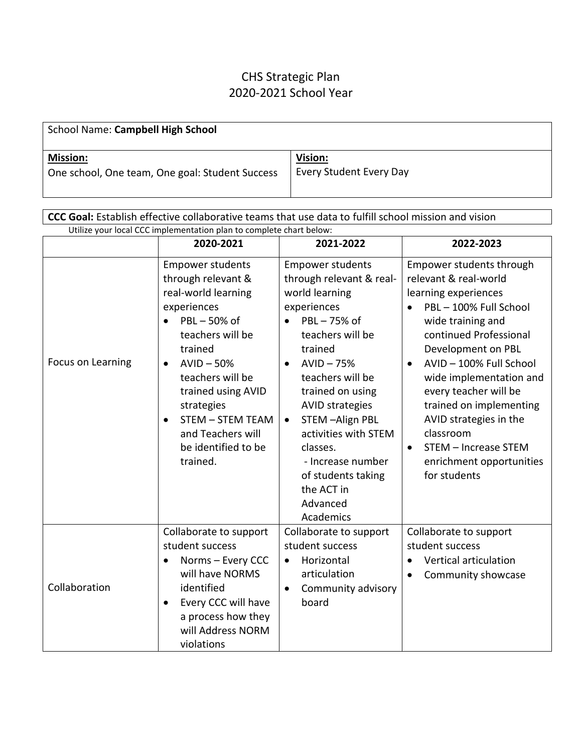# CHS Strategic Plan
## 2020-2021 School Year

| School Name: **Campbell High School** | |
|---|---|
| **Mission:**<br>One school, One team, One goal: Student Success | **Vision:**<br>Every Student Every Day |

**CCC Goal:** Establish effective collaborative teams that use data to fulfill school mission and vision

Utilize your local CCC implementation plan to complete chart below:

| | 2020-2021 | 2021-2022 | 2022-2023 |
|---|---|---|---|
| Focus on Learning | Empower students through relevant & real-world learning experiences<br>• PBL – 50% of teachers will be trained<br>• AVID – 50% teachers will be trained using AVID strategies<br>• STEM – STEM TEAM and Teachers will be identified to be trained. | Empower students through relevant & real-world learning experiences<br>• PBL – 75% of teachers will be trained<br>• AVID – 75% teachers will be trained on using AVID strategies<br>• STEM –Align PBL activities with STEM classes.<br>- Increase number of students taking the ACT in Advanced Academics | Empower students through relevant & real-world learning experiences<br>• PBL – 100% Full School wide training and continued Professional Development on PBL<br>• AVID – 100% Full School wide implementation and every teacher will be trained on implementing AVID strategies in the classroom<br>• STEM – Increase STEM enrichment opportunities for students |
| Collaboration | Collaborate to support student success<br>• Norms – Every CCC will have NORMS identified<br>• Every CCC will have a process how they will Address NORM violations | Collaborate to support student success<br>• Horizontal articulation<br>• Community advisory board | Collaborate to support student success<br>• Vertical articulation<br>• Community showcase |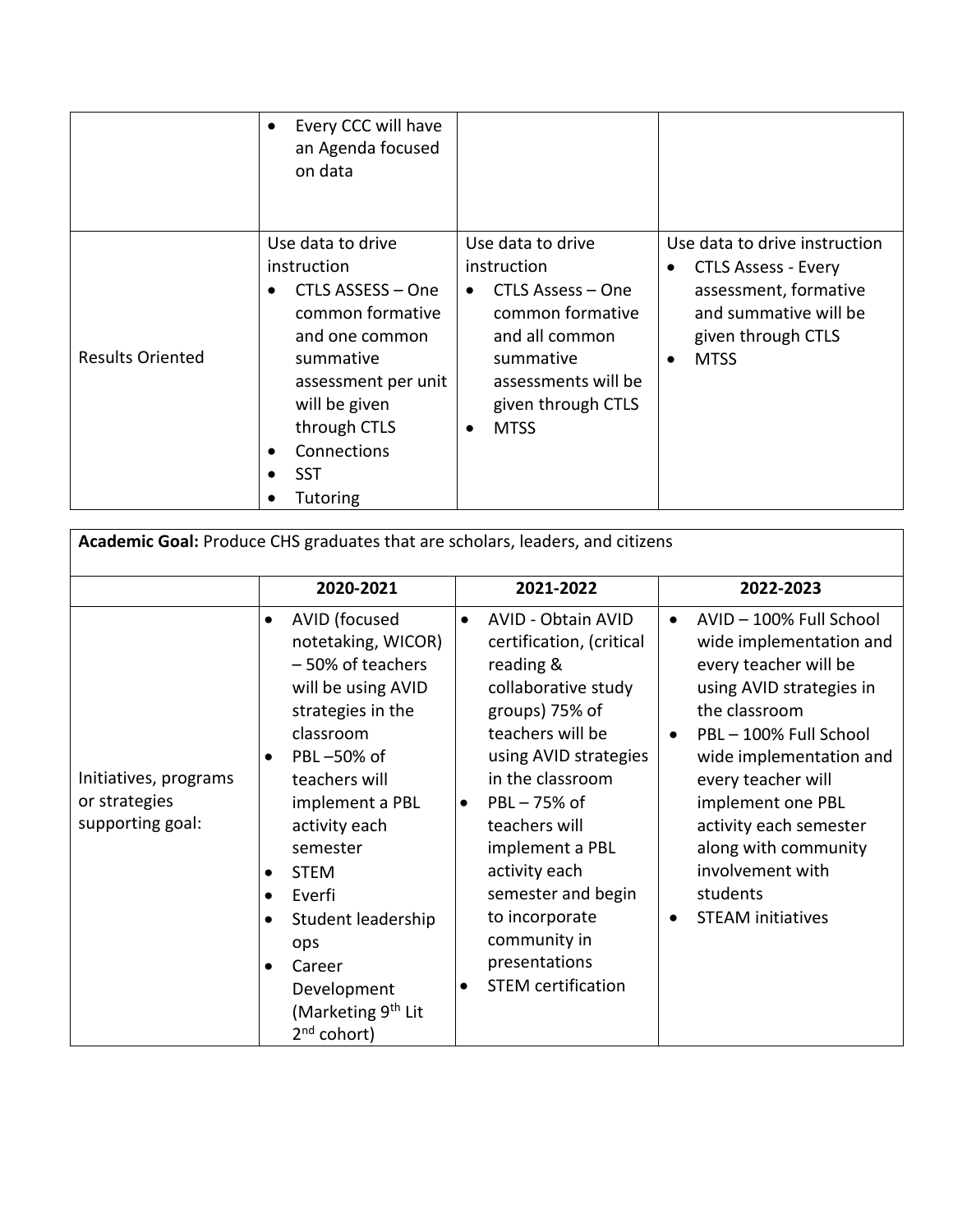| | | | |
|---|---|---|---|
| | • Every CCC will have an Agenda focused on data | | |
| Results Oriented | Use data to drive instruction<br>• CTLS ASSESS – One common formative and one common summative assessment per unit will be given through CTLS<br>• Connections<br>• SST<br>• Tutoring | Use data to drive instruction<br>• CTLS Assess – One common formative and all common summative assessments will be given through CTLS<br>• MTSS | Use data to drive instruction<br>• CTLS Assess - Every assessment, formative and summative will be given through CTLS<br>• MTSS |

**Academic Goal:** Produce CHS graduates that are scholars, leaders, and citizens

| | 2020-2021 | 2021-2022 | 2022-2023 |
|---|---|---|---|
| Initiatives, programs or strategies supporting goal: | • AVID (focused notetaking, WICOR) – 50% of teachers will be using AVID strategies in the classroom<br>• PBL –50% of teachers will implement a PBL activity each semester<br>• STEM<br>• Everfi<br>• Student leadership ops<br>• Career Development (Marketing 9th Lit 2nd cohort) | • AVID - Obtain AVID certification, (critical reading & collaborative study groups) 75% of teachers will be using AVID strategies in the classroom<br>• PBL – 75% of teachers will implement a PBL activity each semester and begin to incorporate community in presentations<br>• STEM certification | • AVID – 100% Full School wide implementation and every teacher will be using AVID strategies in the classroom<br>• PBL – 100% Full School wide implementation and every teacher will implement one PBL activity each semester along with community involvement with students<br>• STEAM initiatives |